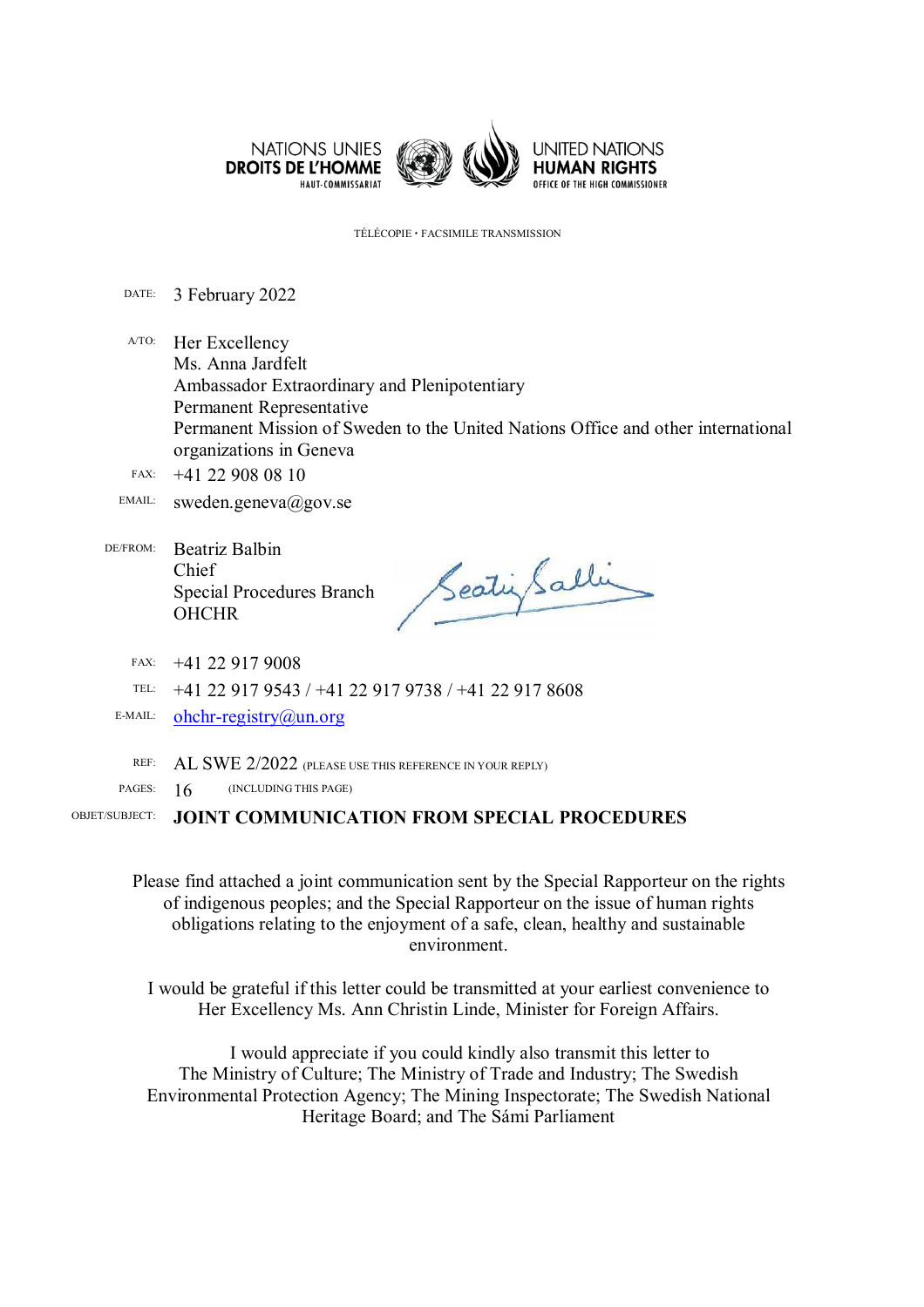NATIONS UNIES
**DROITS DE L'HOMME**
HAUT-COMMISSARIAT

UNITED NATIONS
**HUMAN RIGHTS**
OFFICE OF THE HIGH COMMISSIONER

TÉLÉCOPIE • FACSIMILE TRANSMISSION

| | |
|---|---|
| DATE: | 3 February 2022 |
| A/TO: | Her Excellency<br>Ms. Anna Jardfelt<br>Ambassador Extraordinary and Plenipotentiary<br>Permanent Representative<br>Permanent Mission of Sweden to the United Nations Office and other international organizations in Geneva |
| FAX: | +41 22 908 08 10 |
| EMAIL: | sweden.geneva@gov.se |
| DE/FROM: | Beatriz Balbin<br>Chief<br>Special Procedures Branch<br>OHCHR |
| FAX: | +41 22 917 9008 |
| TEL: | +41 22 917 9543 / +41 22 917 9738 / +41 22 917 8608 |
| E-MAIL: | ohchr-registry@un.org |
| REF: | AL SWE 2/2022 (PLEASE USE THIS REFERENCE IN YOUR REPLY) |
| PAGES: | 16 (INCLUDING THIS PAGE) |
| OBJET/SUBJECT: | **JOINT COMMUNICATION FROM SPECIAL PROCEDURES** |

Please find attached a joint communication sent by the Special Rapporteur on the rights of indigenous peoples; and the Special Rapporteur on the issue of human rights obligations relating to the enjoyment of a safe, clean, healthy and sustainable environment.

I would be grateful if this letter could be transmitted at your earliest convenience to Her Excellency Ms. Ann Christin Linde, Minister for Foreign Affairs.

I would appreciate if you could kindly also transmit this letter to The Ministry of Culture; The Ministry of Trade and Industry; The Swedish Environmental Protection Agency; The Mining Inspectorate; The Swedish National Heritage Board; and The Sámi Parliament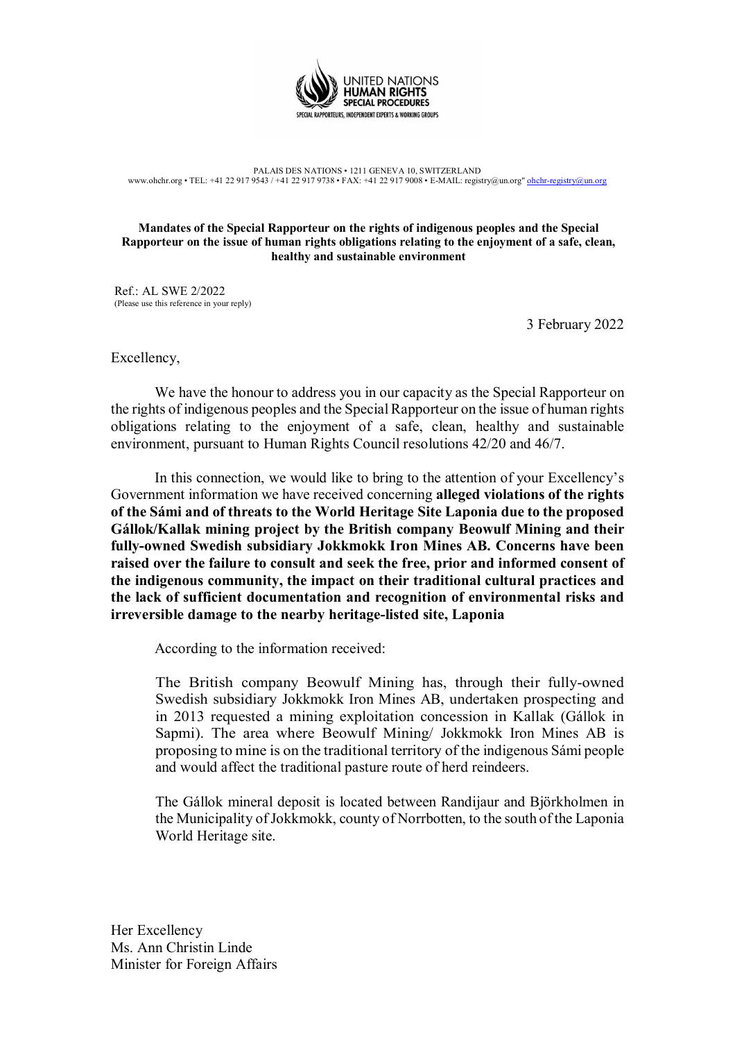PALAIS DES NATIONS • 1211 GENEVA 10, SWITZERLAND
www.ohchr.org • TEL: +41 22 917 9543 / +41 22 917 9738 • FAX: +41 22 917 9008 • E-MAIL: registry@un.org" ohchr-registry@un.org

**Mandates of the Special Rapporteur on the rights of indigenous peoples and the Special Rapporteur on the issue of human rights obligations relating to the enjoyment of a safe, clean, healthy and sustainable environment**

Ref.: AL SWE 2/2022
(Please use this reference in your reply)

3 February 2022

Excellency,

We have the honour to address you in our capacity as the Special Rapporteur on the rights of indigenous peoples and the Special Rapporteur on the issue of human rights obligations relating to the enjoyment of a safe, clean, healthy and sustainable environment, pursuant to Human Rights Council resolutions 42/20 and 46/7.

In this connection, we would like to bring to the attention of your Excellency's Government information we have received concerning **alleged violations of the rights of the Sámi and of threats to the World Heritage Site Laponia due to the proposed Gállok/Kallak mining project by the British company Beowulf Mining and their fully-owned Swedish subsidiary Jokkmokk Iron Mines AB. Concerns have been raised over the failure to consult and seek the free, prior and informed consent of the indigenous community, the impact on their traditional cultural practices and the lack of sufficient documentation and recognition of environmental risks and irreversible damage to the nearby heritage-listed site, Laponia**

According to the information received:

> The British company Beowulf Mining has, through their fully-owned Swedish subsidiary Jokkmokk Iron Mines AB, undertaken prospecting and in 2013 requested a mining exploitation concession in Kallak (Gállok in Sapmi). The area where Beowulf Mining/ Jokkmokk Iron Mines AB is proposing to mine is on the traditional territory of the indigenous Sámi people and would affect the traditional pasture route of herd reindeers.
>
> The Gállok mineral deposit is located between Randijaur and Björkholmen in the Municipality of Jokkmokk, county of Norrbotten, to the south of the Laponia World Heritage site.

Her Excellency
Ms. Ann Christin Linde
Minister for Foreign Affairs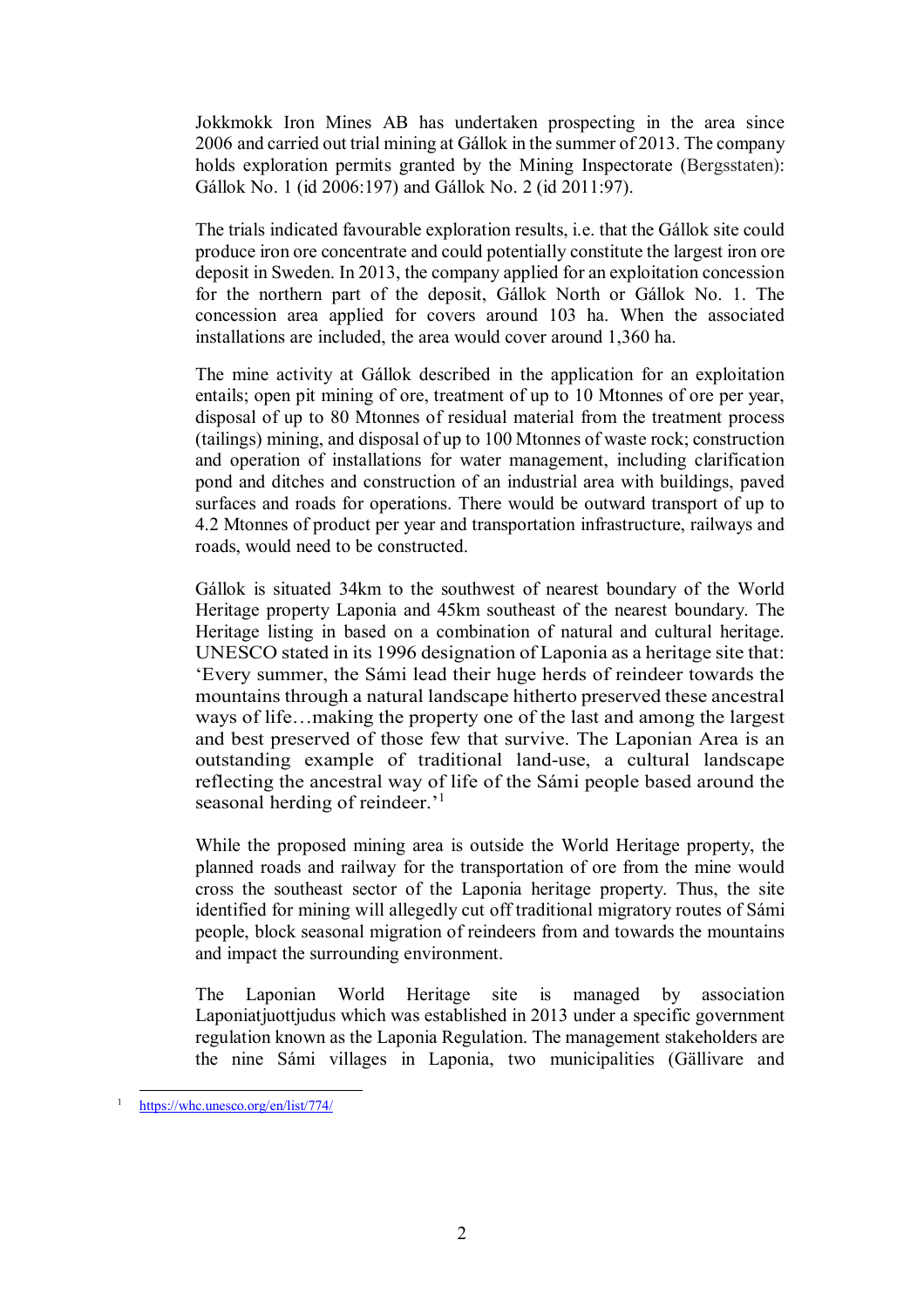Jokkmokk Iron Mines AB has undertaken prospecting in the area since 2006 and carried out trial mining at Gállok in the summer of 2013. The company holds exploration permits granted by the Mining Inspectorate (Bergsstaten): Gállok No. 1 (id 2006:197) and Gállok No. 2 (id 2011:97).

The trials indicated favourable exploration results, i.e. that the Gállok site could produce iron ore concentrate and could potentially constitute the largest iron ore deposit in Sweden. In 2013, the company applied for an exploitation concession for the northern part of the deposit, Gállok North or Gállok No. 1. The concession area applied for covers around 103 ha. When the associated installations are included, the area would cover around 1,360 ha.

The mine activity at Gállok described in the application for an exploitation entails; open pit mining of ore, treatment of up to 10 Mtonnes of ore per year, disposal of up to 80 Mtonnes of residual material from the treatment process (tailings) mining, and disposal of up to 100 Mtonnes of waste rock; construction and operation of installations for water management, including clarification pond and ditches and construction of an industrial area with buildings, paved surfaces and roads for operations. There would be outward transport of up to 4.2 Mtonnes of product per year and transportation infrastructure, railways and roads, would need to be constructed.

Gállok is situated 34km to the southwest of nearest boundary of the World Heritage property Laponia and 45km southeast of the nearest boundary. The Heritage listing in based on a combination of natural and cultural heritage. UNESCO stated in its 1996 designation of Laponia as a heritage site that: 'Every summer, the Sámi lead their huge herds of reindeer towards the mountains through a natural landscape hitherto preserved these ancestral ways of life…making the property one of the last and among the largest and best preserved of those few that survive. The Laponian Area is an outstanding example of traditional land-use, a cultural landscape reflecting the ancestral way of life of the Sámi people based around the seasonal herding of reindeer.'[1]

While the proposed mining area is outside the World Heritage property, the planned roads and railway for the transportation of ore from the mine would cross the southeast sector of the Laponia heritage property. Thus, the site identified for mining will allegedly cut off traditional migratory routes of Sámi people, block seasonal migration of reindeers from and towards the mountains and impact the surrounding environment.

The Laponian World Heritage site is managed by association Laponiatjuottjudus which was established in 2013 under a specific government regulation known as the Laponia Regulation. The management stakeholders are the nine Sámi villages in Laponia, two municipalities (Gällivare and

[1] https://whc.unesco.org/en/list/774/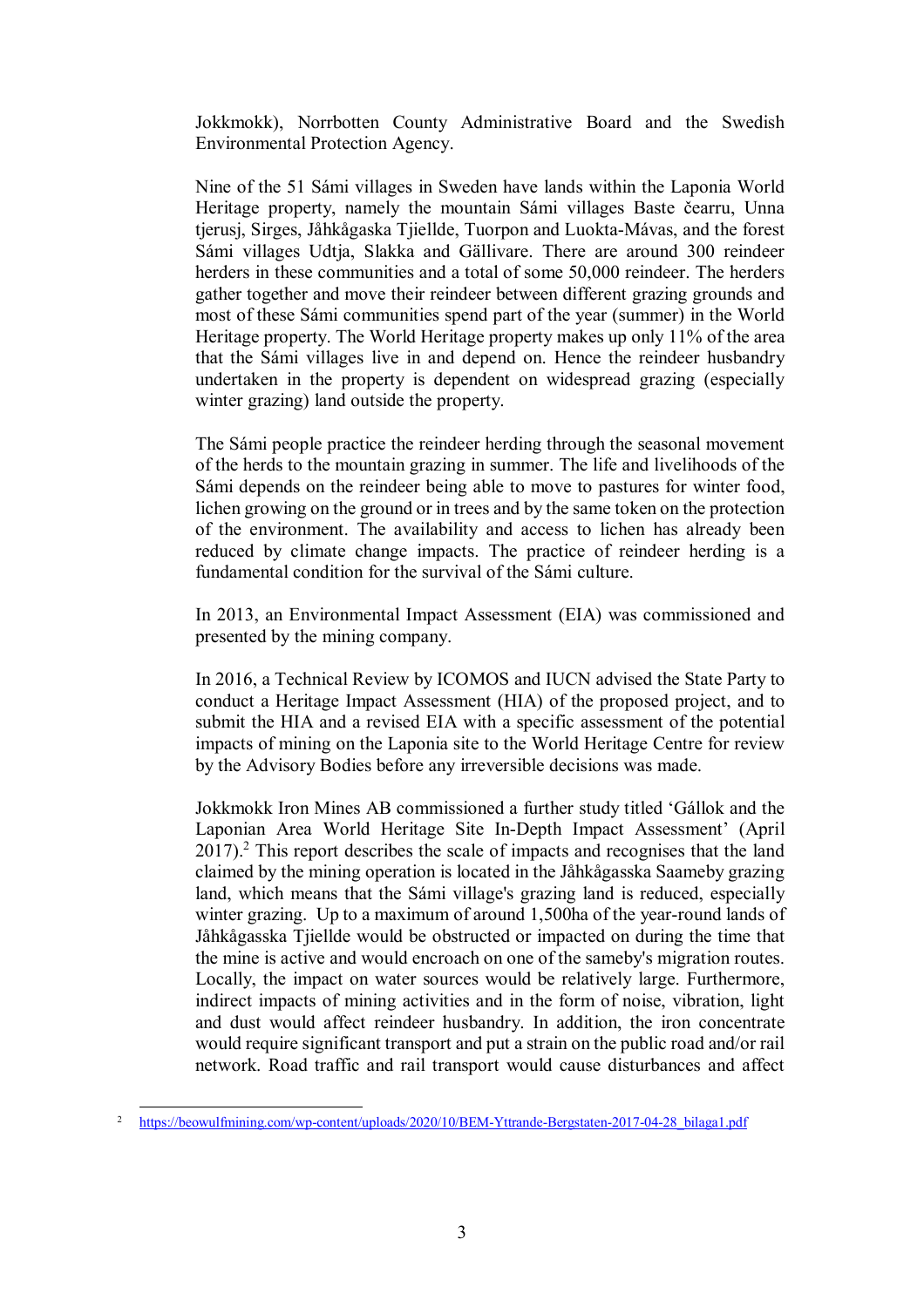Jokkmokk), Norrbotten County Administrative Board and the Swedish Environmental Protection Agency.

Nine of the 51 Sámi villages in Sweden have lands within the Laponia World Heritage property, namely the mountain Sámi villages Baste čearru, Unna tjerusj, Sirges, Jåhkågaska Tjiellde, Tuorpon and Luokta-Mávas, and the forest Sámi villages Udtja, Slakka and Gällivare. There are around 300 reindeer herders in these communities and a total of some 50,000 reindeer. The herders gather together and move their reindeer between different grazing grounds and most of these Sámi communities spend part of the year (summer) in the World Heritage property. The World Heritage property makes up only 11% of the area that the Sámi villages live in and depend on. Hence the reindeer husbandry undertaken in the property is dependent on widespread grazing (especially winter grazing) land outside the property.

The Sámi people practice the reindeer herding through the seasonal movement of the herds to the mountain grazing in summer. The life and livelihoods of the Sámi depends on the reindeer being able to move to pastures for winter food, lichen growing on the ground or in trees and by the same token on the protection of the environment. The availability and access to lichen has already been reduced by climate change impacts. The practice of reindeer herding is a fundamental condition for the survival of the Sámi culture.

In 2013, an Environmental Impact Assessment (EIA) was commissioned and presented by the mining company.

In 2016, a Technical Review by ICOMOS and IUCN advised the State Party to conduct a Heritage Impact Assessment (HIA) of the proposed project, and to submit the HIA and a revised EIA with a specific assessment of the potential impacts of mining on the Laponia site to the World Heritage Centre for review by the Advisory Bodies before any irreversible decisions was made.

Jokkmokk Iron Mines AB commissioned a further study titled 'Gállok and the Laponian Area World Heritage Site In-Depth Impact Assessment' (April 2017).[2] This report describes the scale of impacts and recognises that the land claimed by the mining operation is located in the Jåhkågasska Sameby grazing land, which means that the Sámi village's grazing land is reduced, especially winter grazing. Up to a maximum of around 1,500ha of the year-round lands of Jåhkågasska Tjiellde would be obstructed or impacted on during the time that the mine is active and would encroach on one of the sameby's migration routes. Locally, the impact on water sources would be relatively large. Furthermore, indirect impacts of mining activities and in the form of noise, vibration, light and dust would affect reindeer husbandry. In addition, the iron concentrate would require significant transport and put a strain on the public road and/or rail network. Road traffic and rail transport would cause disturbances and affect

[2] https://beowulfmining.com/wp-content/uploads/2020/10/BEM-Yttrande-Bergstaten-2017-04-28_bilaga1.pdf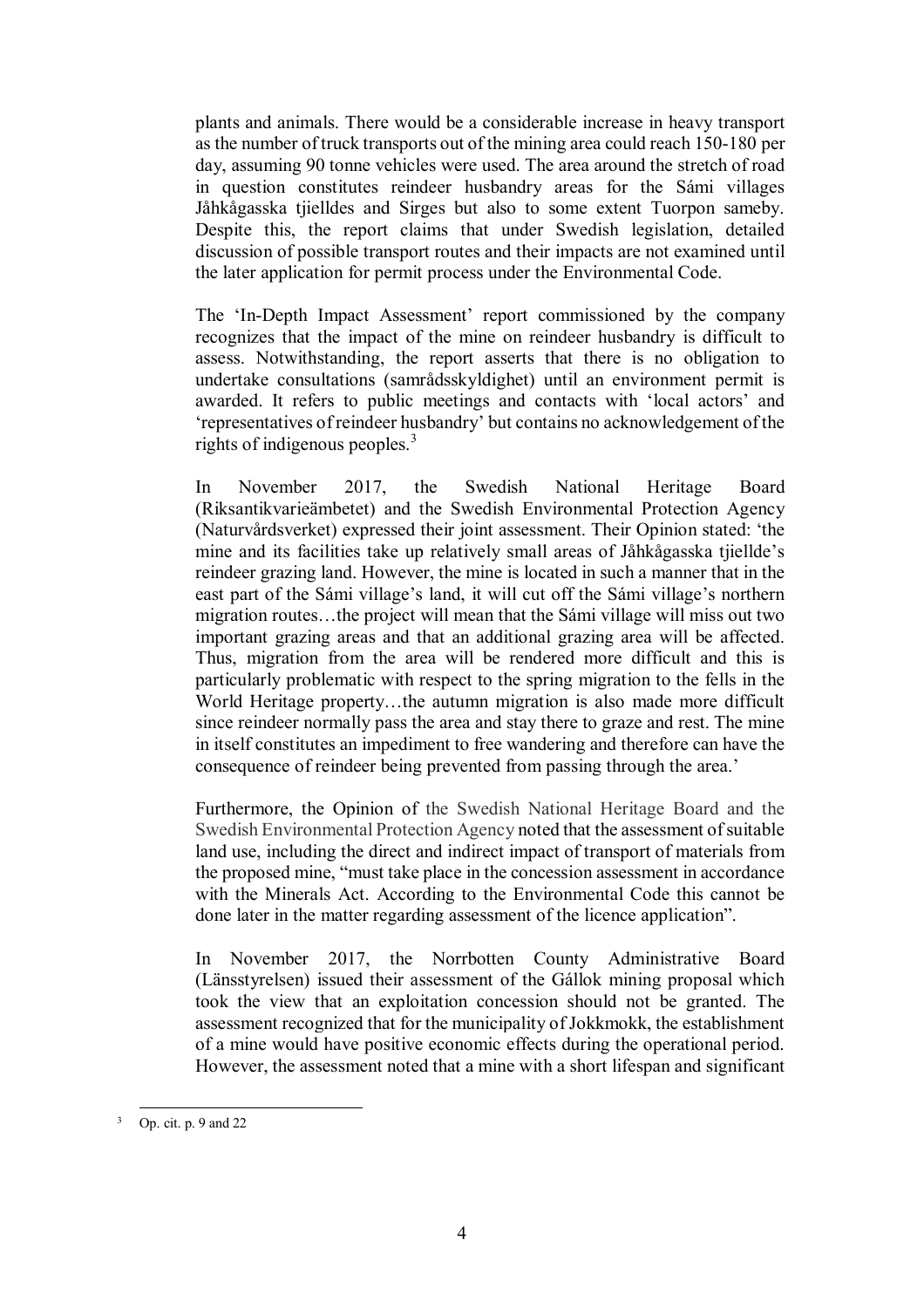plants and animals. There would be a considerable increase in heavy transport as the number of truck transports out of the mining area could reach 150-180 per day, assuming 90 tonne vehicles were used. The area around the stretch of road in question constitutes reindeer husbandry areas for the Sámi villages Jåhkågasska tjielldes and Sirges but also to some extent Tuorpon sameby. Despite this, the report claims that under Swedish legislation, detailed discussion of possible transport routes and their impacts are not examined until the later application for permit process under the Environmental Code.

The 'In-Depth Impact Assessment' report commissioned by the company recognizes that the impact of the mine on reindeer husbandry is difficult to assess. Notwithstanding, the report asserts that there is no obligation to undertake consultations (samrådsskyldighet) until an environment permit is awarded. It refers to public meetings and contacts with 'local actors' and 'representatives of reindeer husbandry' but contains no acknowledgement of the rights of indigenous peoples.[3]

In November 2017, the Swedish National Heritage Board (Riksantikvarieämbetet) and the Swedish Environmental Protection Agency (Naturvårdsverket) expressed their joint assessment. Their Opinion stated: 'the mine and its facilities take up relatively small areas of Jåhkågasska tjiellde's reindeer grazing land. However, the mine is located in such a manner that in the east part of the Sámi village's land, it will cut off the Sámi village's northern migration routes…the project will mean that the Sámi village will miss out two important grazing areas and that an additional grazing area will be affected. Thus, migration from the area will be rendered more difficult and this is particularly problematic with respect to the spring migration to the fells in the World Heritage property…the autumn migration is also made more difficult since reindeer normally pass the area and stay there to graze and rest. The mine in itself constitutes an impediment to free wandering and therefore can have the consequence of reindeer being prevented from passing through the area.'

Furthermore, the Opinion of the Swedish National Heritage Board and the Swedish Environmental Protection Agency noted that the assessment of suitable land use, including the direct and indirect impact of transport of materials from the proposed mine, "must take place in the concession assessment in accordance with the Minerals Act. According to the Environmental Code this cannot be done later in the matter regarding assessment of the licence application".

In November 2017, the Norrbotten County Administrative Board (Länsstyrelsen) issued their assessment of the Gállok mining proposal which took the view that an exploitation concession should not be granted. The assessment recognized that for the municipality of Jokkmokk, the establishment of a mine would have positive economic effects during the operational period. However, the assessment noted that a mine with a short lifespan and significant

[3] Op. cit. p. 9 and 22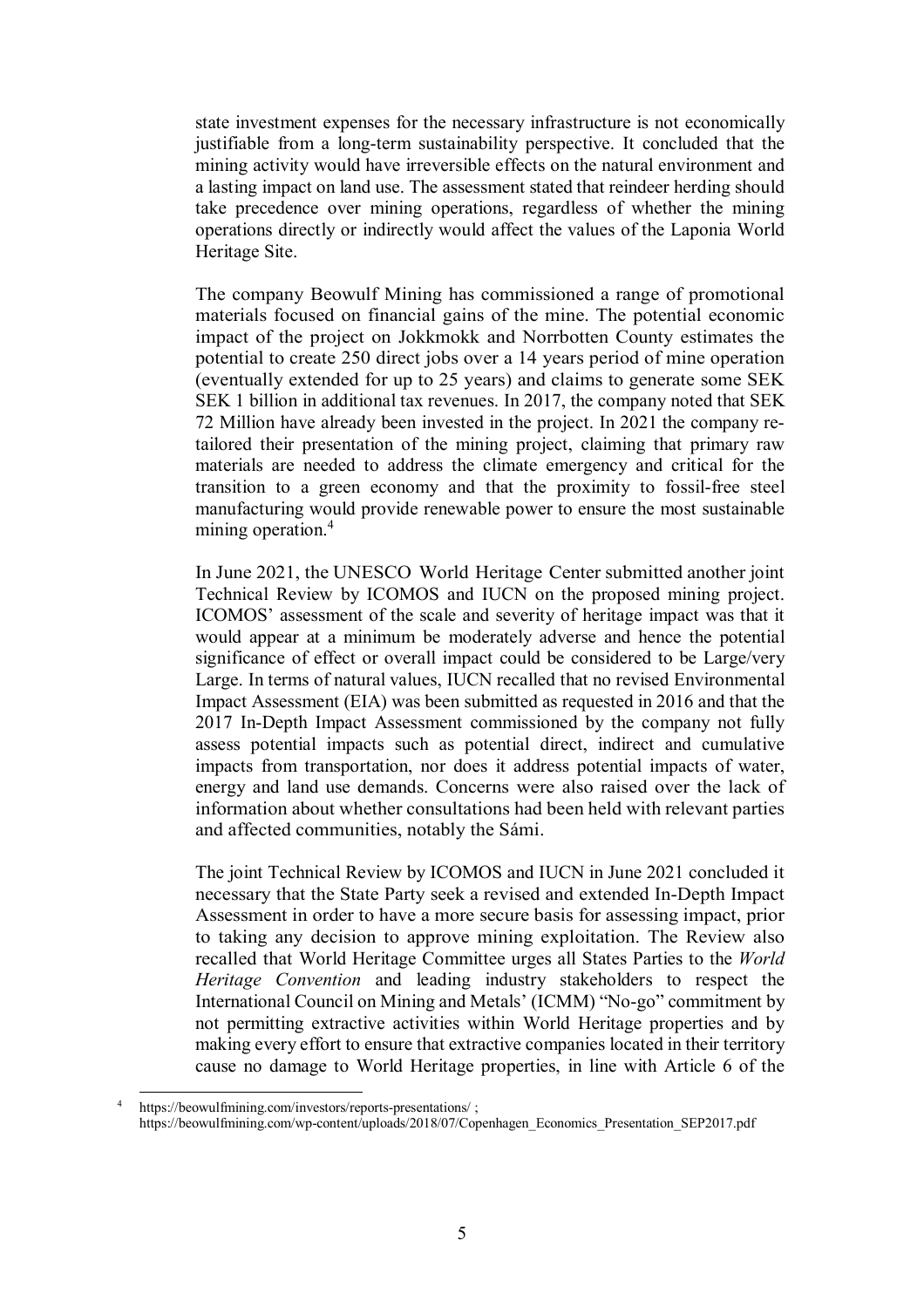state investment expenses for the necessary infrastructure is not economically justifiable from a long-term sustainability perspective. It concluded that the mining activity would have irreversible effects on the natural environment and a lasting impact on land use. The assessment stated that reindeer herding should take precedence over mining operations, regardless of whether the mining operations directly or indirectly would affect the values of the Laponia World Heritage Site.

The company Beowulf Mining has commissioned a range of promotional materials focused on financial gains of the mine. The potential economic impact of the project on Jokkmokk and Norrbotten County estimates the potential to create 250 direct jobs over a 14 years period of mine operation (eventually extended for up to 25 years) and claims to generate some SEK SEK 1 billion in additional tax revenues. In 2017, the company noted that SEK 72 Million have already been invested in the project. In 2021 the company re-tailored their presentation of the mining project, claiming that primary raw materials are needed to address the climate emergency and critical for the transition to a green economy and that the proximity to fossil-free steel manufacturing would provide renewable power to ensure the most sustainable mining operation.[4]

In June 2021, the UNESCO World Heritage Center submitted another joint Technical Review by ICOMOS and IUCN on the proposed mining project. ICOMOS' assessment of the scale and severity of heritage impact was that it would appear at a minimum be moderately adverse and hence the potential significance of effect or overall impact could be considered to be Large/very Large. In terms of natural values, IUCN recalled that no revised Environmental Impact Assessment (EIA) was been submitted as requested in 2016 and that the 2017 In-Depth Impact Assessment commissioned by the company not fully assess potential impacts such as potential direct, indirect and cumulative impacts from transportation, nor does it address potential impacts of water, energy and land use demands. Concerns were also raised over the lack of information about whether consultations had been held with relevant parties and affected communities, notably the Sámi.

The joint Technical Review by ICOMOS and IUCN in June 2021 concluded it necessary that the State Party seek a revised and extended In-Depth Impact Assessment in order to have a more secure basis for assessing impact, prior to taking any decision to approve mining exploitation. The Review also recalled that World Heritage Committee urges all States Parties to the *World Heritage Convention* and leading industry stakeholders to respect the International Council on Mining and Metals' (ICMM) "No-go" commitment by not permitting extractive activities within World Heritage properties and by making every effort to ensure that extractive companies located in their territory cause no damage to World Heritage properties, in line with Article 6 of the

[4] https://beowulfmining.com/investors/reports-presentations/ ; https://beowulfmining.com/wp-content/uploads/2018/07/Copenhagen_Economics_Presentation_SEP2017.pdf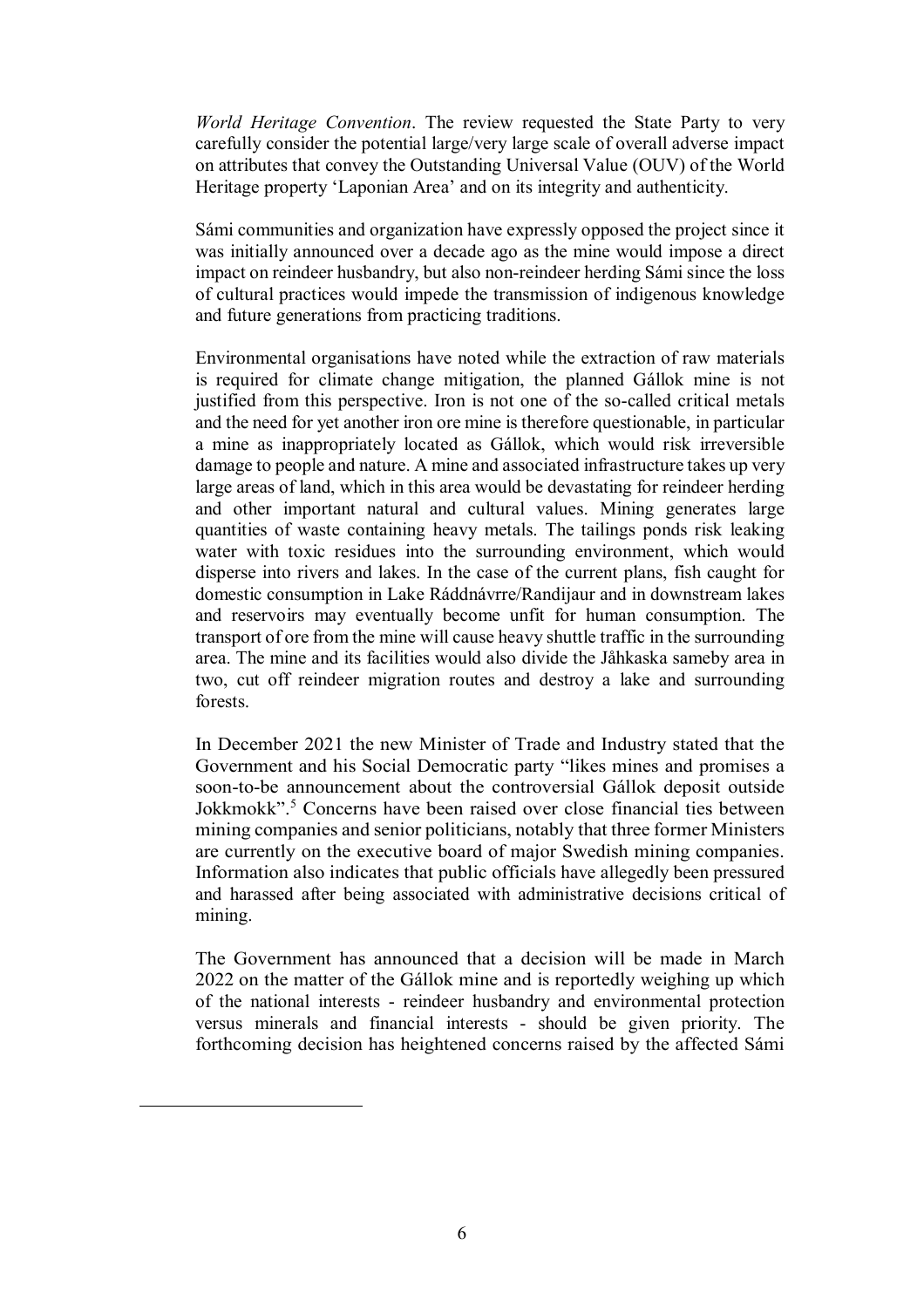*World Heritage Convention*. The review requested the State Party to very carefully consider the potential large/very large scale of overall adverse impact on attributes that convey the Outstanding Universal Value (OUV) of the World Heritage property 'Laponian Area' and on its integrity and authenticity.

Sámi communities and organization have expressly opposed the project since it was initially announced over a decade ago as the mine would impose a direct impact on reindeer husbandry, but also non-reindeer herding Sámi since the loss of cultural practices would impede the transmission of indigenous knowledge and future generations from practicing traditions.

Environmental organisations have noted while the extraction of raw materials is required for climate change mitigation, the planned Gállok mine is not justified from this perspective. Iron is not one of the so-called critical metals and the need for yet another iron ore mine is therefore questionable, in particular a mine as inappropriately located as Gállok, which would risk irreversible damage to people and nature. A mine and associated infrastructure takes up very large areas of land, which in this area would be devastating for reindeer herding and other important natural and cultural values. Mining generates large quantities of waste containing heavy metals. The tailings ponds risk leaking water with toxic residues into the surrounding environment, which would disperse into rivers and lakes. In the case of the current plans, fish caught for domestic consumption in Lake Ráddnávrre/Randijaur and in downstream lakes and reservoirs may eventually become unfit for human consumption. The transport of ore from the mine will cause heavy shuttle traffic in the surrounding area. The mine and its facilities would also divide the Jåhkaska sameby area in two, cut off reindeer migration routes and destroy a lake and surrounding forests.

In December 2021 the new Minister of Trade and Industry stated that the Government and his Social Democratic party "likes mines and promises a soon-to-be announcement about the controversial Gállok deposit outside Jokkmokk".[5] Concerns have been raised over close financial ties between mining companies and senior politicians, notably that three former Ministers are currently on the executive board of major Swedish mining companies. Information also indicates that public officials have allegedly been pressured and harassed after being associated with administrative decisions critical of mining.

The Government has announced that a decision will be made in March 2022 on the matter of the Gállok mine and is reportedly weighing up which of the national interests - reindeer husbandry and environmental protection versus minerals and financial interests - should be given priority. The forthcoming decision has heightened concerns raised by the affected Sámi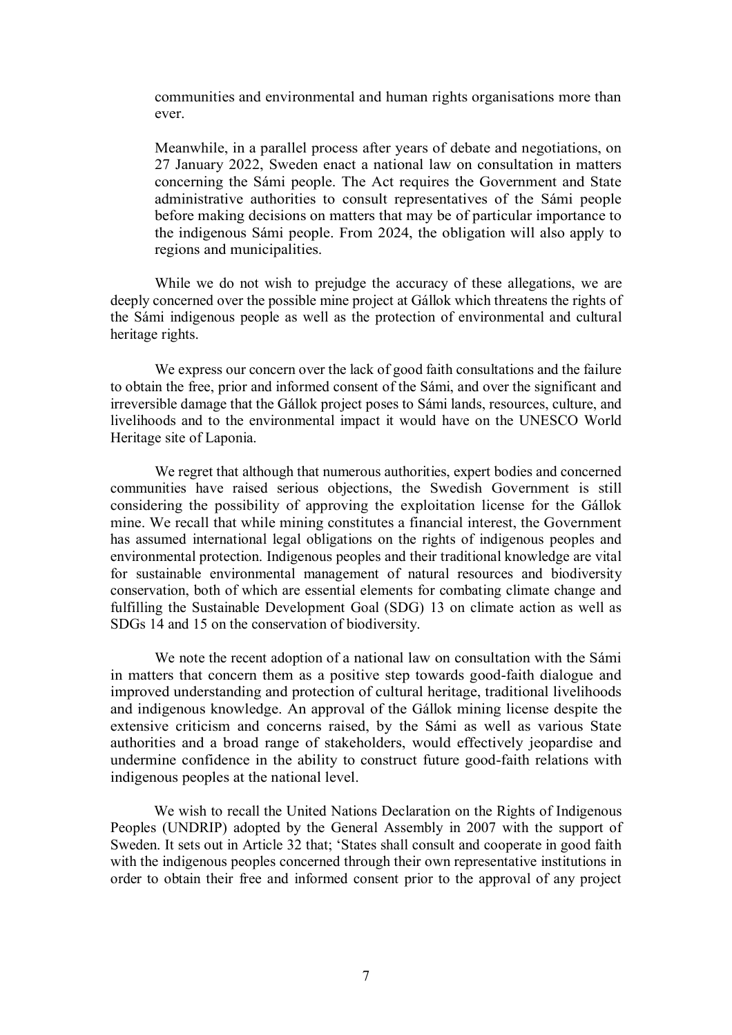communities and environmental and human rights organisations more than ever.

Meanwhile, in a parallel process after years of debate and negotiations, on 27 January 2022, Sweden enact a national law on consultation in matters concerning the Sámi people. The Act requires the Government and State administrative authorities to consult representatives of the Sámi people before making decisions on matters that may be of particular importance to the indigenous Sámi people. From 2024, the obligation will also apply to regions and municipalities.

While we do not wish to prejudge the accuracy of these allegations, we are deeply concerned over the possible mine project at Gállok which threatens the rights of the Sámi indigenous people as well as the protection of environmental and cultural heritage rights.

We express our concern over the lack of good faith consultations and the failure to obtain the free, prior and informed consent of the Sámi, and over the significant and irreversible damage that the Gállok project poses to Sámi lands, resources, culture, and livelihoods and to the environmental impact it would have on the UNESCO World Heritage site of Laponia.

We regret that although that numerous authorities, expert bodies and concerned communities have raised serious objections, the Swedish Government is still considering the possibility of approving the exploitation license for the Gállok mine. We recall that while mining constitutes a financial interest, the Government has assumed international legal obligations on the rights of indigenous peoples and environmental protection. Indigenous peoples and their traditional knowledge are vital for sustainable environmental management of natural resources and biodiversity conservation, both of which are essential elements for combating climate change and fulfilling the Sustainable Development Goal (SDG) 13 on climate action as well as SDGs 14 and 15 on the conservation of biodiversity.

We note the recent adoption of a national law on consultation with the Sámi in matters that concern them as a positive step towards good-faith dialogue and improved understanding and protection of cultural heritage, traditional livelihoods and indigenous knowledge. An approval of the Gállok mining license despite the extensive criticism and concerns raised, by the Sámi as well as various State authorities and a broad range of stakeholders, would effectively jeopardise and undermine confidence in the ability to construct future good-faith relations with indigenous peoples at the national level.

We wish to recall the United Nations Declaration on the Rights of Indigenous Peoples (UNDRIP) adopted by the General Assembly in 2007 with the support of Sweden. It sets out in Article 32 that; 'States shall consult and cooperate in good faith with the indigenous peoples concerned through their own representative institutions in order to obtain their free and informed consent prior to the approval of any project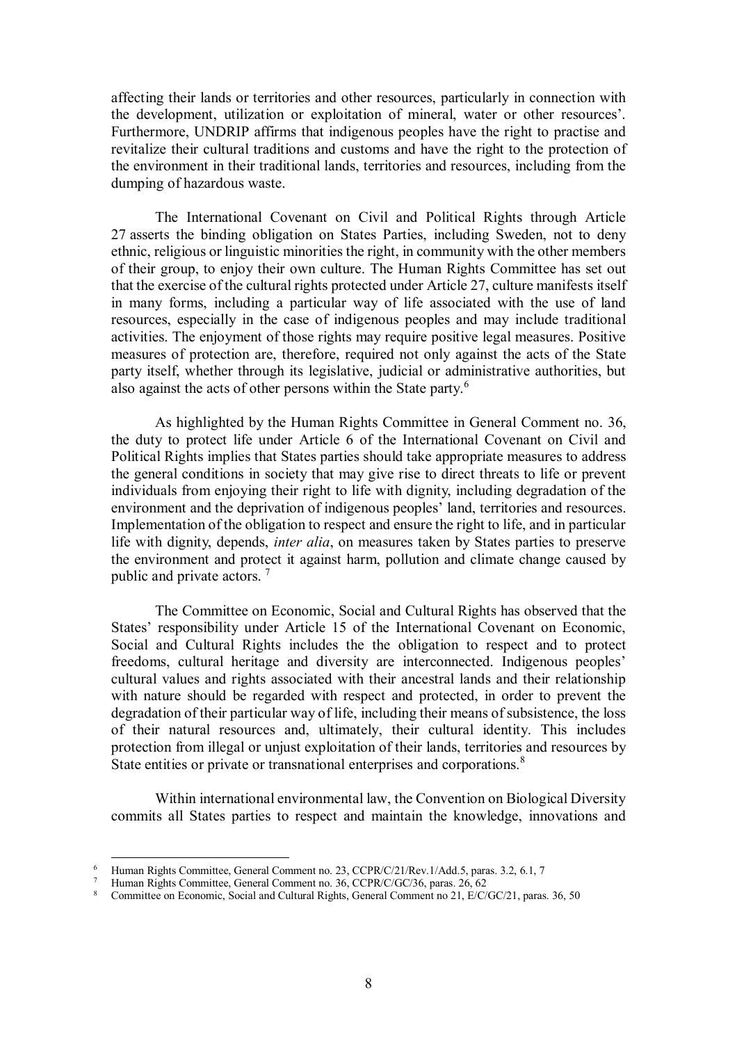affecting their lands or territories and other resources, particularly in connection with the development, utilization or exploitation of mineral, water or other resources'. Furthermore, UNDRIP affirms that indigenous peoples have the right to practise and revitalize their cultural traditions and customs and have the right to the protection of the environment in their traditional lands, territories and resources, including from the dumping of hazardous waste.

The International Covenant on Civil and Political Rights through Article 27 asserts the binding obligation on States Parties, including Sweden, not to deny ethnic, religious or linguistic minorities the right, in community with the other members of their group, to enjoy their own culture. The Human Rights Committee has set out that the exercise of the cultural rights protected under Article 27, culture manifests itself in many forms, including a particular way of life associated with the use of land resources, especially in the case of indigenous peoples and may include traditional activities. The enjoyment of those rights may require positive legal measures. Positive measures of protection are, therefore, required not only against the acts of the State party itself, whether through its legislative, judicial or administrative authorities, but also against the acts of other persons within the State party.[6]

As highlighted by the Human Rights Committee in General Comment no. 36, the duty to protect life under Article 6 of the International Covenant on Civil and Political Rights implies that States parties should take appropriate measures to address the general conditions in society that may give rise to direct threats to life or prevent individuals from enjoying their right to life with dignity, including degradation of the environment and the deprivation of indigenous peoples' land, territories and resources. Implementation of the obligation to respect and ensure the right to life, and in particular life with dignity, depends, *inter alia*, on measures taken by States parties to preserve the environment and protect it against harm, pollution and climate change caused by public and private actors. [7]

The Committee on Economic, Social and Cultural Rights has observed that the States' responsibility under Article 15 of the International Covenant on Economic, Social and Cultural Rights includes the the obligation to respect and to protect freedoms, cultural heritage and diversity are interconnected. Indigenous peoples' cultural values and rights associated with their ancestral lands and their relationship with nature should be regarded with respect and protected, in order to prevent the degradation of their particular way of life, including their means of subsistence, the loss of their natural resources and, ultimately, their cultural identity. This includes protection from illegal or unjust exploitation of their lands, territories and resources by State entities or private or transnational enterprises and corporations.[8]

Within international environmental law, the Convention on Biological Diversity commits all States parties to respect and maintain the knowledge, innovations and

---

[6] Human Rights Committee, General Comment no. 23, CCPR/C/21/Rev.1/Add.5, paras. 3.2, 6.1, 7

[7] Human Rights Committee, General Comment no. 36, CCPR/C/GC/36, paras. 26, 62

[8] Committee on Economic, Social and Cultural Rights, General Comment no 21, E/C/GC/21, paras. 36, 50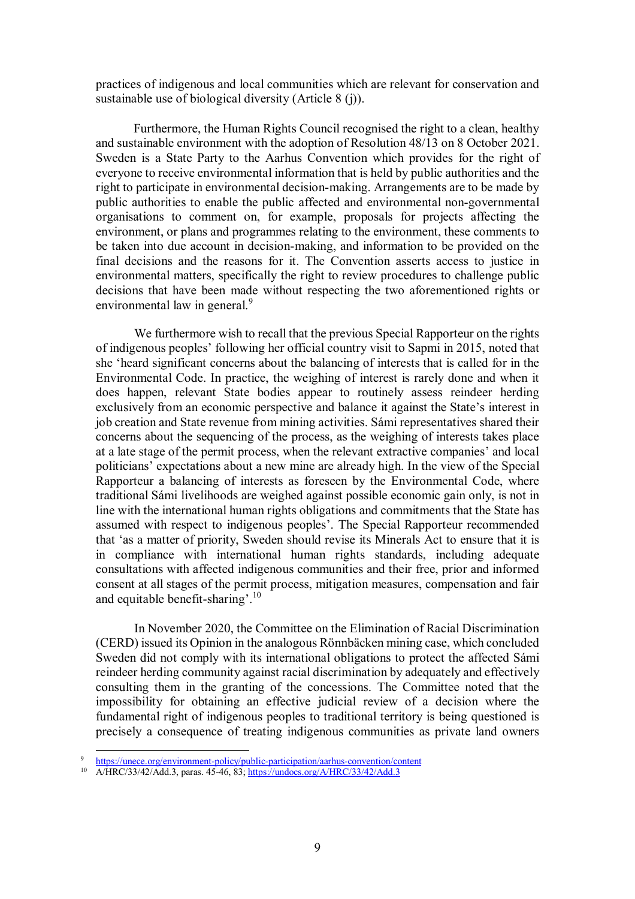practices of indigenous and local communities which are relevant for conservation and sustainable use of biological diversity (Article 8 (j)).

Furthermore, the Human Rights Council recognised the right to a clean, healthy and sustainable environment with the adoption of Resolution 48/13 on 8 October 2021. Sweden is a State Party to the Aarhus Convention which provides for the right of everyone to receive environmental information that is held by public authorities and the right to participate in environmental decision-making. Arrangements are to be made by public authorities to enable the public affected and environmental non-governmental organisations to comment on, for example, proposals for projects affecting the environment, or plans and programmes relating to the environment, these comments to be taken into due account in decision-making, and information to be provided on the final decisions and the reasons for it. The Convention asserts access to justice in environmental matters, specifically the right to review procedures to challenge public decisions that have been made without respecting the two aforementioned rights or environmental law in general.[9]

We furthermore wish to recall that the previous Special Rapporteur on the rights of indigenous peoples' following her official country visit to Sapmi in 2015, noted that she 'heard significant concerns about the balancing of interests that is called for in the Environmental Code. In practice, the weighing of interest is rarely done and when it does happen, relevant State bodies appear to routinely assess reindeer herding exclusively from an economic perspective and balance it against the State's interest in job creation and State revenue from mining activities. Sámi representatives shared their concerns about the sequencing of the process, as the weighing of interests takes place at a late stage of the permit process, when the relevant extractive companies' and local politicians' expectations about a new mine are already high. In the view of the Special Rapporteur a balancing of interests as foreseen by the Environmental Code, where traditional Sámi livelihoods are weighed against possible economic gain only, is not in line with the international human rights obligations and commitments that the State has assumed with respect to indigenous peoples'. The Special Rapporteur recommended that 'as a matter of priority, Sweden should revise its Minerals Act to ensure that it is in compliance with international human rights standards, including adequate consultations with affected indigenous communities and their free, prior and informed consent at all stages of the permit process, mitigation measures, compensation and fair and equitable benefit-sharing'.[10]

In November 2020, the Committee on the Elimination of Racial Discrimination (CERD) issued its Opinion in the analogous Rönnbäcken mining case, which concluded Sweden did not comply with its international obligations to protect the affected Sámi reindeer herding community against racial discrimination by adequately and effectively consulting them in the granting of the concessions. The Committee noted that the impossibility for obtaining an effective judicial review of a decision where the fundamental right of indigenous peoples to traditional territory is being questioned is precisely a consequence of treating indigenous communities as private land owners

---

[9] https://unece.org/environment-policy/public-participation/aarhus-convention/content

[10] A/HRC/33/42/Add.3, paras. 45-46, 83; https://undocs.org/A/HRC/33/42/Add.3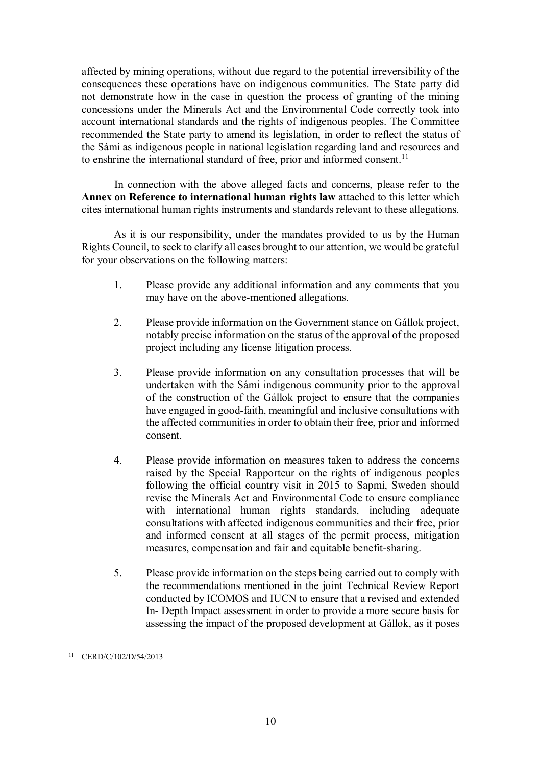affected by mining operations, without due regard to the potential irreversibility of the consequences these operations have on indigenous communities. The State party did not demonstrate how in the case in question the process of granting of the mining concessions under the Minerals Act and the Environmental Code correctly took into account international standards and the rights of indigenous peoples. The Committee recommended the State party to amend its legislation, in order to reflect the status of the Sámi as indigenous people in national legislation regarding land and resources and to enshrine the international standard of free, prior and informed consent.[11]

In connection with the above alleged facts and concerns, please refer to the **Annex on Reference to international human rights law** attached to this letter which cites international human rights instruments and standards relevant to these allegations.

As it is our responsibility, under the mandates provided to us by the Human Rights Council, to seek to clarify all cases brought to our attention, we would be grateful for your observations on the following matters:

1. Please provide any additional information and any comments that you may have on the above-mentioned allegations.

2. Please provide information on the Government stance on Gállok project, notably precise information on the status of the approval of the proposed project including any license litigation process.

3. Please provide information on any consultation processes that will be undertaken with the Sámi indigenous community prior to the approval of the construction of the Gállok project to ensure that the companies have engaged in good-faith, meaningful and inclusive consultations with the affected communities in order to obtain their free, prior and informed consent.

4. Please provide information on measures taken to address the concerns raised by the Special Rapporteur on the rights of indigenous peoples following the official country visit in 2015 to Sapmi, Sweden should revise the Minerals Act and Environmental Code to ensure compliance with international human rights standards, including adequate consultations with affected indigenous communities and their free, prior and informed consent at all stages of the permit process, mitigation measures, compensation and fair and equitable benefit-sharing.

5. Please provide information on the steps being carried out to comply with the recommendations mentioned in the joint Technical Review Report conducted by ICOMOS and IUCN to ensure that a revised and extended In- Depth Impact assessment in order to provide a more secure basis for assessing the impact of the proposed development at Gállok, as it poses

---

[11] CERD/C/102/D/54/2013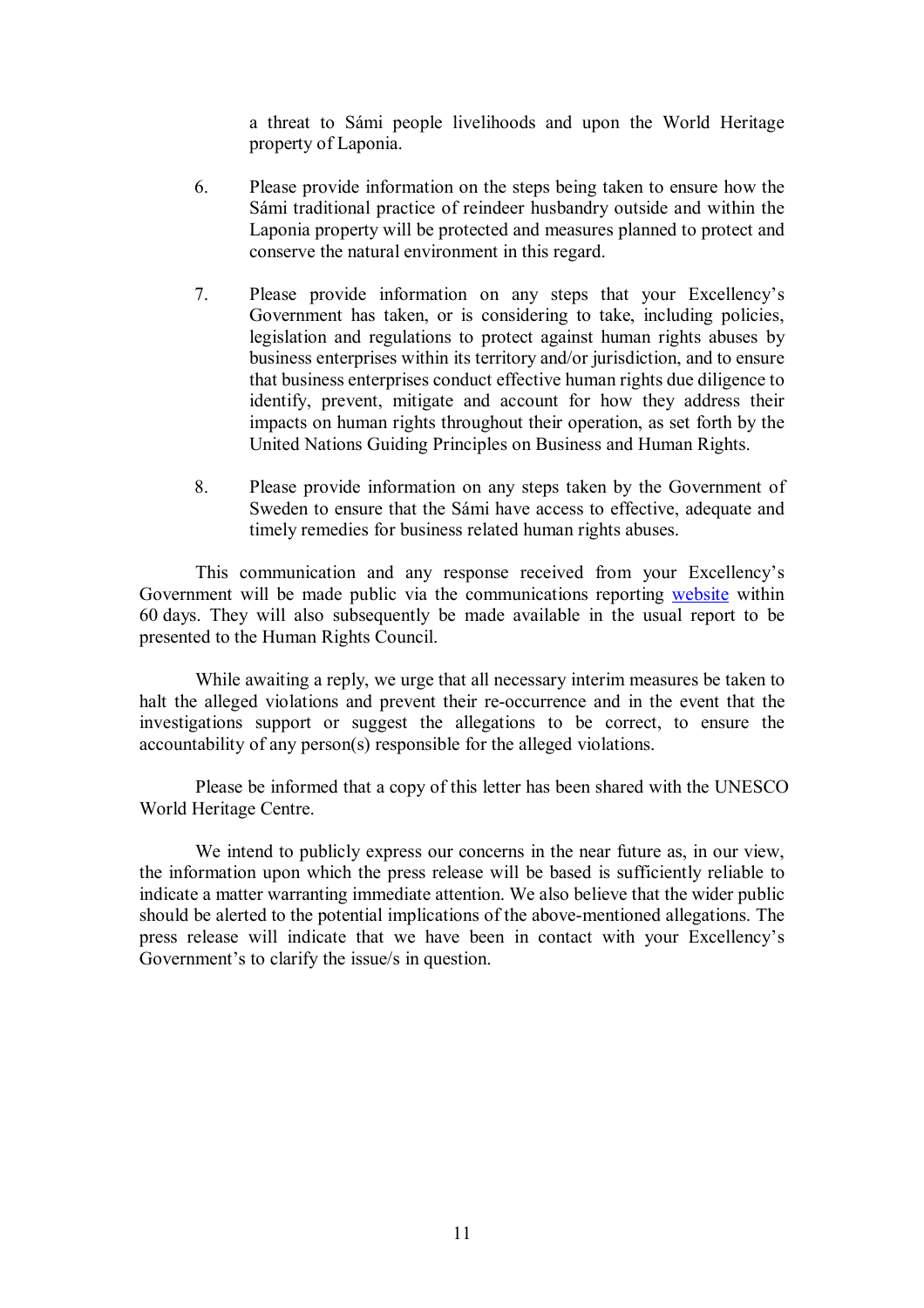a threat to Sámi people livelihoods and upon the World Heritage property of Laponia.

6. Please provide information on the steps being taken to ensure how the Sámi traditional practice of reindeer husbandry outside and within the Laponia property will be protected and measures planned to protect and conserve the natural environment in this regard.

7. Please provide information on any steps that your Excellency's Government has taken, or is considering to take, including policies, legislation and regulations to protect against human rights abuses by business enterprises within its territory and/or jurisdiction, and to ensure that business enterprises conduct effective human rights due diligence to identify, prevent, mitigate and account for how they address their impacts on human rights throughout their operation, as set forth by the United Nations Guiding Principles on Business and Human Rights.

8. Please provide information on any steps taken by the Government of Sweden to ensure that the Sámi have access to effective, adequate and timely remedies for business related human rights abuses.

This communication and any response received from your Excellency's Government will be made public via the communications reporting website within 60 days. They will also subsequently be made available in the usual report to be presented to the Human Rights Council.

While awaiting a reply, we urge that all necessary interim measures be taken to halt the alleged violations and prevent their re-occurrence and in the event that the investigations support or suggest the allegations to be correct, to ensure the accountability of any person(s) responsible for the alleged violations.

Please be informed that a copy of this letter has been shared with the UNESCO World Heritage Centre.

We intend to publicly express our concerns in the near future as, in our view, the information upon which the press release will be based is sufficiently reliable to indicate a matter warranting immediate attention. We also believe that the wider public should be alerted to the potential implications of the above-mentioned allegations. The press release will indicate that we have been in contact with your Excellency's Government's to clarify the issue/s in question.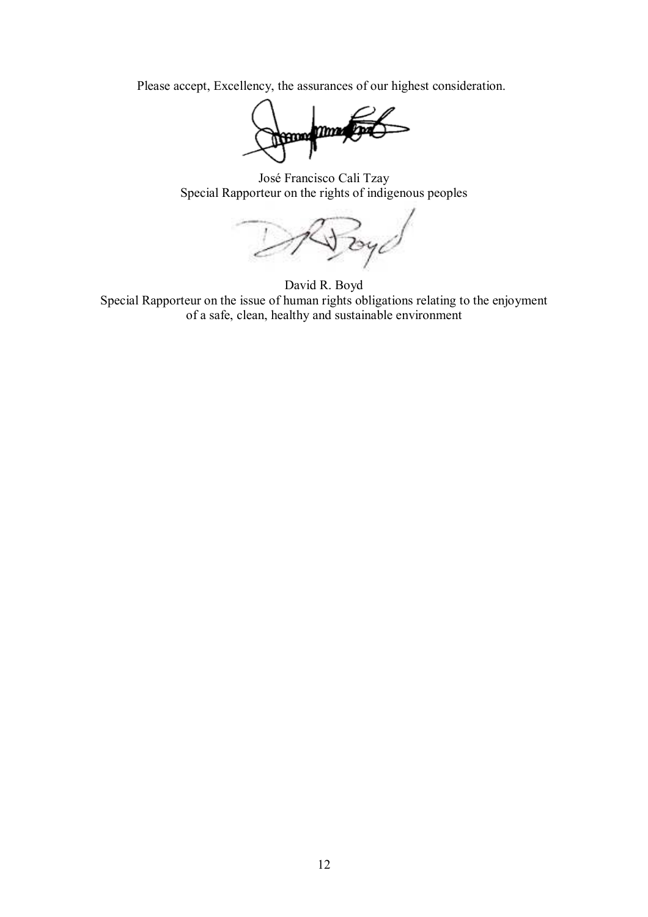Please accept, Excellency, the assurances of our highest consideration.

José Francisco Cali Tzay
Special Rapporteur on the rights of indigenous peoples

David R. Boyd
Special Rapporteur on the issue of human rights obligations relating to the enjoyment of a safe, clean, healthy and sustainable environment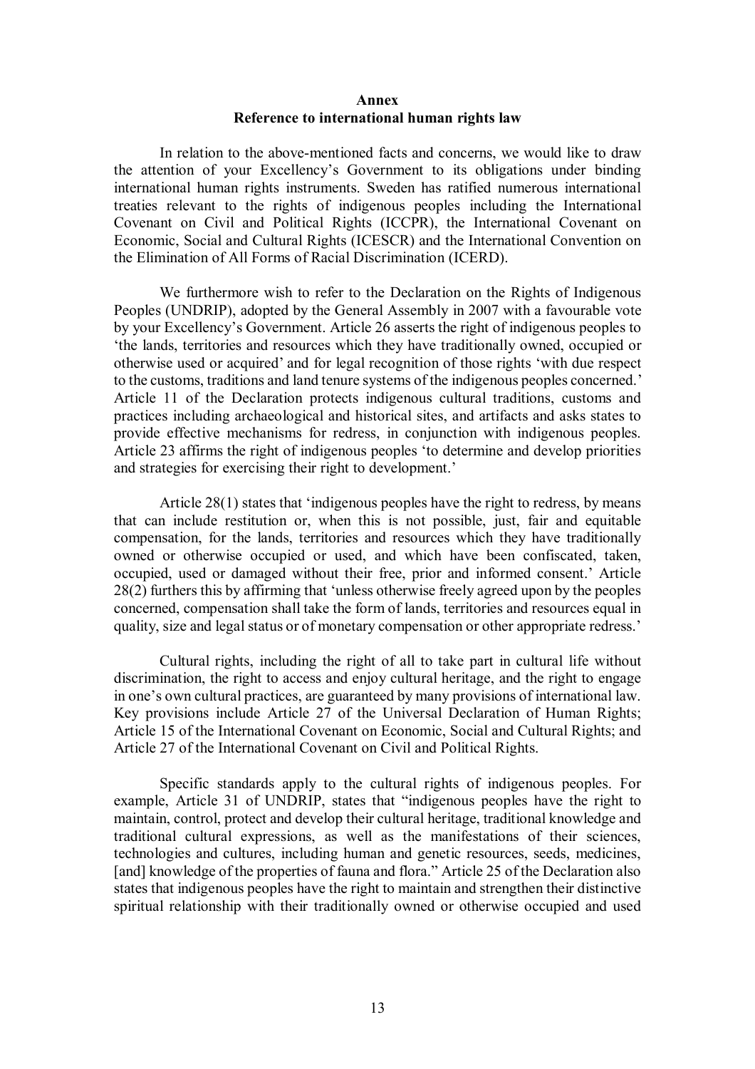**Annex**

**Reference to international human rights law**

In relation to the above-mentioned facts and concerns, we would like to draw the attention of your Excellency's Government to its obligations under binding international human rights instruments. Sweden has ratified numerous international treaties relevant to the rights of indigenous peoples including the International Covenant on Civil and Political Rights (ICCPR), the International Covenant on Economic, Social and Cultural Rights (ICESCR) and the International Convention on the Elimination of All Forms of Racial Discrimination (ICERD).

We furthermore wish to refer to the Declaration on the Rights of Indigenous Peoples (UNDRIP), adopted by the General Assembly in 2007 with a favourable vote by your Excellency's Government. Article 26 asserts the right of indigenous peoples to 'the lands, territories and resources which they have traditionally owned, occupied or otherwise used or acquired' and for legal recognition of those rights 'with due respect to the customs, traditions and land tenure systems of the indigenous peoples concerned.' Article 11 of the Declaration protects indigenous cultural traditions, customs and practices including archaeological and historical sites, and artifacts and asks states to provide effective mechanisms for redress, in conjunction with indigenous peoples. Article 23 affirms the right of indigenous peoples 'to determine and develop priorities and strategies for exercising their right to development.'

Article 28(1) states that 'indigenous peoples have the right to redress, by means that can include restitution or, when this is not possible, just, fair and equitable compensation, for the lands, territories and resources which they have traditionally owned or otherwise occupied or used, and which have been confiscated, taken, occupied, used or damaged without their free, prior and informed consent.' Article 28(2) furthers this by affirming that 'unless otherwise freely agreed upon by the peoples concerned, compensation shall take the form of lands, territories and resources equal in quality, size and legal status or of monetary compensation or other appropriate redress.'

Cultural rights, including the right of all to take part in cultural life without discrimination, the right to access and enjoy cultural heritage, and the right to engage in one's own cultural practices, are guaranteed by many provisions of international law. Key provisions include Article 27 of the Universal Declaration of Human Rights; Article 15 of the International Covenant on Economic, Social and Cultural Rights; and Article 27 of the International Covenant on Civil and Political Rights.

Specific standards apply to the cultural rights of indigenous peoples. For example, Article 31 of UNDRIP, states that "indigenous peoples have the right to maintain, control, protect and develop their cultural heritage, traditional knowledge and traditional cultural expressions, as well as the manifestations of their sciences, technologies and cultures, including human and genetic resources, seeds, medicines, [and] knowledge of the properties of fauna and flora." Article 25 of the Declaration also states that indigenous peoples have the right to maintain and strengthen their distinctive spiritual relationship with their traditionally owned or otherwise occupied and used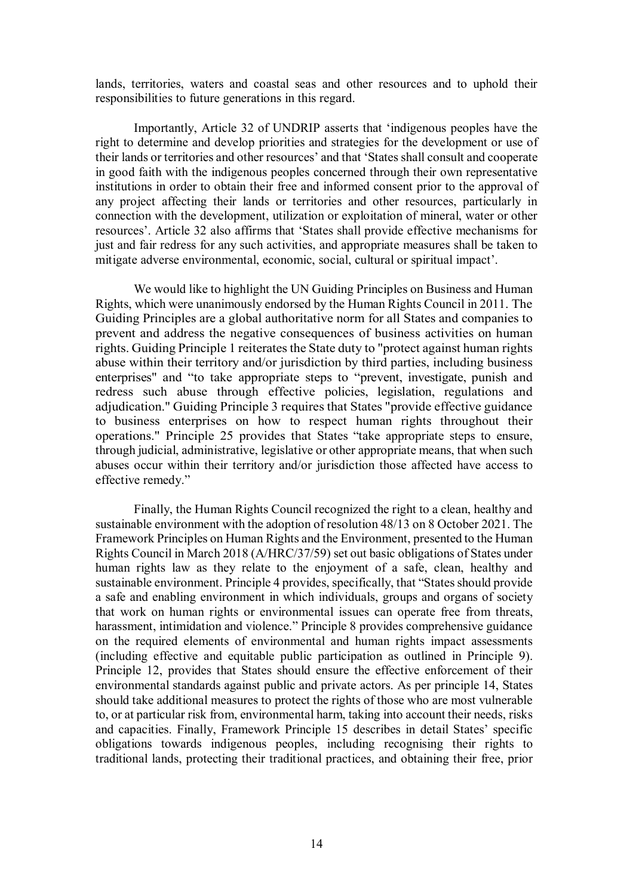lands, territories, waters and coastal seas and other resources and to uphold their responsibilities to future generations in this regard.

Importantly, Article 32 of UNDRIP asserts that 'indigenous peoples have the right to determine and develop priorities and strategies for the development or use of their lands or territories and other resources' and that 'States shall consult and cooperate in good faith with the indigenous peoples concerned through their own representative institutions in order to obtain their free and informed consent prior to the approval of any project affecting their lands or territories and other resources, particularly in connection with the development, utilization or exploitation of mineral, water or other resources'. Article 32 also affirms that 'States shall provide effective mechanisms for just and fair redress for any such activities, and appropriate measures shall be taken to mitigate adverse environmental, economic, social, cultural or spiritual impact'.

We would like to highlight the UN Guiding Principles on Business and Human Rights, which were unanimously endorsed by the Human Rights Council in 2011. The Guiding Principles are a global authoritative norm for all States and companies to prevent and address the negative consequences of business activities on human rights. Guiding Principle 1 reiterates the State duty to "protect against human rights abuse within their territory and/or jurisdiction by third parties, including business enterprises" and "to take appropriate steps to "prevent, investigate, punish and redress such abuse through effective policies, legislation, regulations and adjudication." Guiding Principle 3 requires that States "provide effective guidance to business enterprises on how to respect human rights throughout their operations." Principle 25 provides that States "take appropriate steps to ensure, through judicial, administrative, legislative or other appropriate means, that when such abuses occur within their territory and/or jurisdiction those affected have access to effective remedy."

Finally, the Human Rights Council recognized the right to a clean, healthy and sustainable environment with the adoption of resolution 48/13 on 8 October 2021. The Framework Principles on Human Rights and the Environment, presented to the Human Rights Council in March 2018 (A/HRC/37/59) set out basic obligations of States under human rights law as they relate to the enjoyment of a safe, clean, healthy and sustainable environment. Principle 4 provides, specifically, that "States should provide a safe and enabling environment in which individuals, groups and organs of society that work on human rights or environmental issues can operate free from threats, harassment, intimidation and violence." Principle 8 provides comprehensive guidance on the required elements of environmental and human rights impact assessments (including effective and equitable public participation as outlined in Principle 9). Principle 12, provides that States should ensure the effective enforcement of their environmental standards against public and private actors. As per principle 14, States should take additional measures to protect the rights of those who are most vulnerable to, or at particular risk from, environmental harm, taking into account their needs, risks and capacities. Finally, Framework Principle 15 describes in detail States' specific obligations towards indigenous peoples, including recognising their rights to traditional lands, protecting their traditional practices, and obtaining their free, prior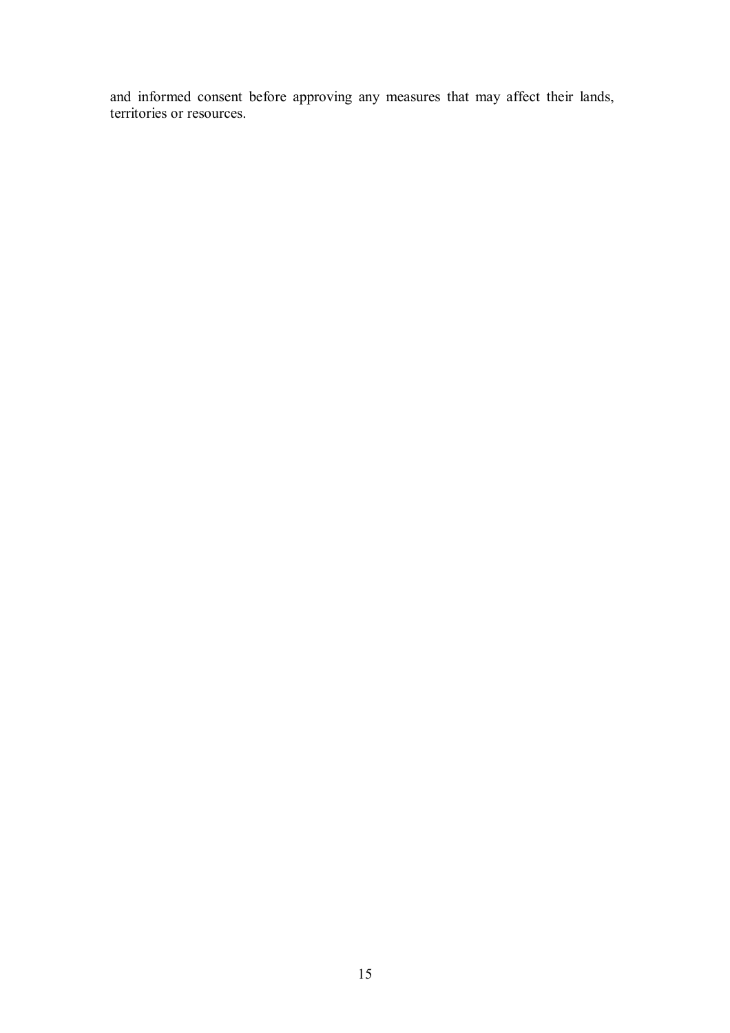and informed consent before approving any measures that may affect their lands, territories or resources.